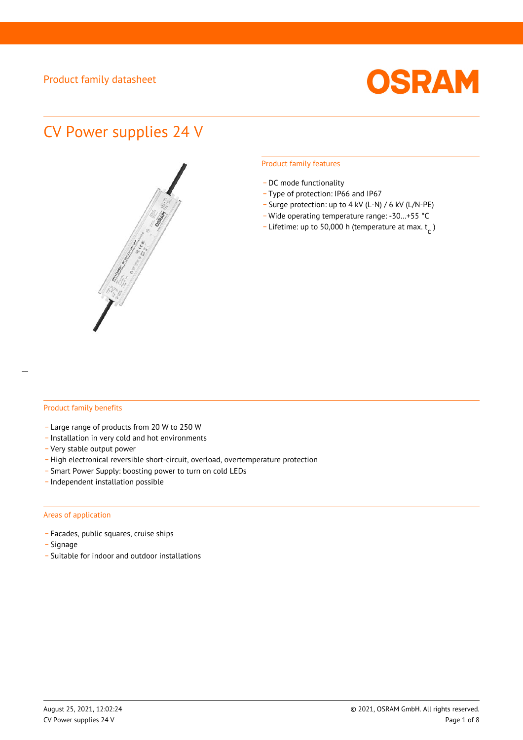Product family datasheet

# CV Power supplies 24 V

## Product family features

- DC mode functionality
- Type of protection: IP66 and IP67
- Surge protection: up to 4 kV (L-N) / 6 kV (L/N-PE)
- Wide operating temperature range: -30...+55 °C
- Lifetime: up to 50,000 h (temperature at max. $t_c$ )

## Product family benefits

- Large range of products from 20 W to 250 W
- Installation in very cold and hot environments
- Very stable output power
- High electronical reversible short-circuit, overload, overtemperature protection
- Smart Power Supply: boosting power to turn on cold LEDs
- Independent installation possible

## Areas of application

- Facades, public squares, cruise ships
- Signage
- Suitable for indoor and outdoor installations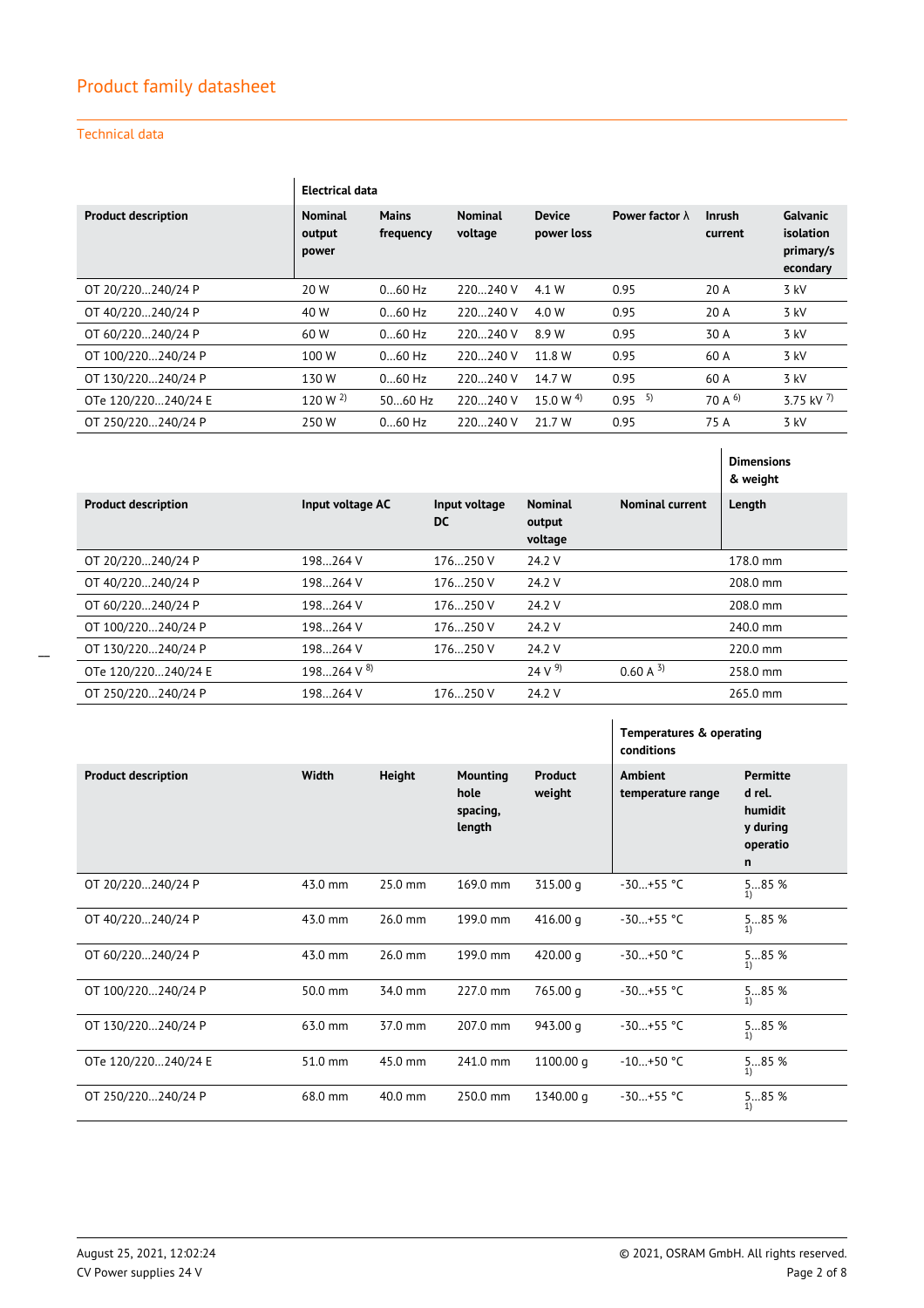# Product family datasheet

## Technical data

| Product description | Electrical data<br>Nominal output power | Mains frequency | Nominal voltage | Device power loss | Power factor λ | Inrush current | Galvanic isolation primary/secondary |
|---|---|---|---|---|---|---|---|
| OT 20/220…240/24 P | 20 W | 0…60 Hz | 220…240 V | 4.1 W | 0.95 | 20 A | 3 kV |
| OT 40/220…240/24 P | 40 W | 0…60 Hz | 220…240 V | 4.0 W | 0.95 | 20 A | 3 kV |
| OT 60/220…240/24 P | 60 W | 0…60 Hz | 220…240 V | 8.9 W | 0.95 | 30 A | 3 kV |
| OT 100/220…240/24 P | 100 W | 0…60 Hz | 220…240 V | 11.8 W | 0.95 | 60 A | 3 kV |
| OT 130/220…240/24 P | 130 W | 0…60 Hz | 220…240 V | 14.7 W | 0.95 | 60 A | 3 kV |
| OTe 120/220…240/24 E | 120 W [2] | 50…60 Hz | 220…240 V | 15.0 W [4] | 0.95 [5] | 70 A [6] | 3.75 kV [7] |
| OT 250/220…240/24 P | 250 W | 0…60 Hz | 220…240 V | 21.7 W | 0.95 | 75 A | 3 kV |

| Product description | Input voltage AC | Input voltage DC | Nominal output voltage | Nominal current | Dimensions & weight<br>Length |
|---|---|---|---|---|---|
| OT 20/220…240/24 P | 198…264 V | 176…250 V | 24.2 V | | 178.0 mm |
| OT 40/220…240/24 P | 198…264 V | 176…250 V | 24.2 V | | 208.0 mm |
| OT 60/220…240/24 P | 198…264 V | 176…250 V | 24.2 V | | 208.0 mm |
| OT 100/220…240/24 P | 198…264 V | 176…250 V | 24.2 V | | 240.0 mm |
| OT 130/220…240/24 P | 198…264 V | 176…250 V | 24.2 V | | 220.0 mm |
| OTe 120/220…240/24 E | 198…264 V [8] | | 24 V [9] | 0.60 A [3] | 258.0 mm |
| OT 250/220…240/24 P | 198…264 V | 176…250 V | 24.2 V | | 265.0 mm |

| Product description | Width | Height | Mounting hole spacing, length | Product weight | Temperatures & operating conditions<br>Ambient temperature range | Permitted rel. humidity during operation |
|---|---|---|---|---|---|---|
| OT 20/220…240/24 P | 43.0 mm | 25.0 mm | 169.0 mm | 315.00 g | -30…+55 °C | 5…85 % [1] |
| OT 40/220…240/24 P | 43.0 mm | 26.0 mm | 199.0 mm | 416.00 g | -30…+55 °C | 5…85 % [1] |
| OT 60/220…240/24 P | 43.0 mm | 26.0 mm | 199.0 mm | 420.00 g | -30…+50 °C | 5…85 % [1] |
| OT 100/220…240/24 P | 50.0 mm | 34.0 mm | 227.0 mm | 765.00 g | -30…+55 °C | 5…85 % [1] |
| OT 130/220…240/24 P | 63.0 mm | 37.0 mm | 207.0 mm | 943.00 g | -30…+55 °C | 5…85 % [1] |
| OTe 120/220…240/24 E | 51.0 mm | 45.0 mm | 241.0 mm | 1100.00 g | -10…+50 °C | 5…85 % [1] |
| OT 250/220…240/24 P | 68.0 mm | 40.0 mm | 250.0 mm | 1340.00 g | -30…+55 °C | 5…85 % [1] |

August 25, 2021, 12:02:24
CV Power supplies 24 V

© 2021, OSRAM GmbH. All rights reserved.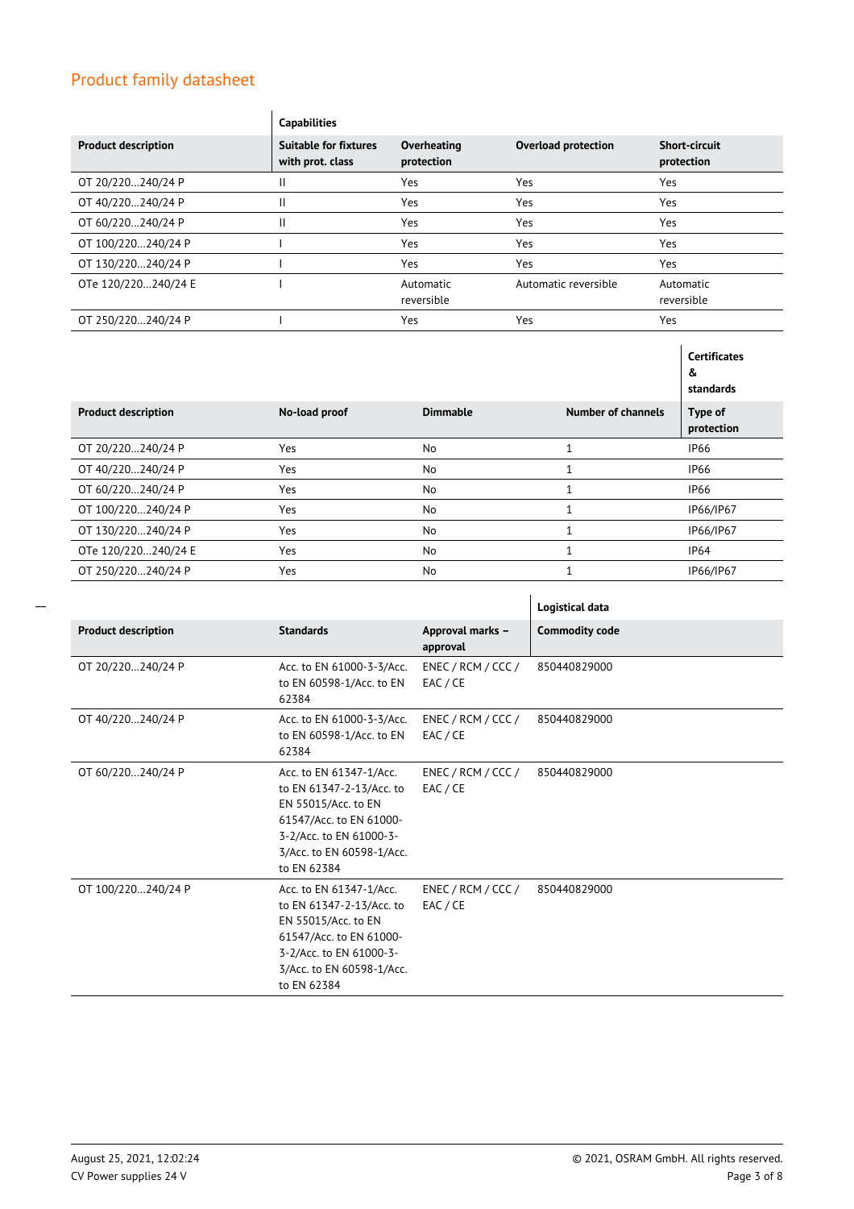## Product family datasheet

| | Capabilities | | | |
|---|---|---|---|---|
| **Product description** | **Suitable for fixtures with prot. class** | **Overheating protection** | **Overload protection** | **Short-circuit protection** |
| OT 20/220…240/24 P | II | Yes | Yes | Yes |
| OT 40/220…240/24 P | II | Yes | Yes | Yes |
| OT 60/220…240/24 P | II | Yes | Yes | Yes |
| OT 100/220…240/24 P | I | Yes | Yes | Yes |
| OT 130/220…240/24 P | I | Yes | Yes | Yes |
| OTe 120/220…240/24 E | I | Automatic reversible | Automatic reversible | Automatic reversible |
| OT 250/220…240/24 P | I | Yes | Yes | Yes |

| | | | | Certificates & standards |
|---|---|---|---|---|
| **Product description** | **No-load proof** | **Dimmable** | **Number of channels** | **Type of protection** |
| OT 20/220…240/24 P | Yes | No | 1 | IP66 |
| OT 40/220…240/24 P | Yes | No | 1 | IP66 |
| OT 60/220…240/24 P | Yes | No | 1 | IP66 |
| OT 100/220…240/24 P | Yes | No | 1 | IP66/IP67 |
| OT 130/220…240/24 P | Yes | No | 1 | IP66/IP67 |
| OTe 120/220…240/24 E | Yes | No | 1 | IP64 |
| OT 250/220…240/24 P | Yes | No | 1 | IP66/IP67 |

| | | | Logistical data |
|---|---|---|---|
| **Product description** | **Standards** | **Approval marks – approval** | **Commodity code** |
| OT 20/220…240/24 P | Acc. to EN 61000-3-3/Acc. to EN 60598-1/Acc. to EN 62384 | ENEC / RCM / CCC / EAC / CE | 850440829000 |
| OT 40/220…240/24 P | Acc. to EN 61000-3-3/Acc. to EN 60598-1/Acc. to EN 62384 | ENEC / RCM / CCC / EAC / CE | 850440829000 |
| OT 60/220…240/24 P | Acc. to EN 61347-1/Acc. to EN 61347-2-13/Acc. to EN 55015/Acc. to EN 61547/Acc. to EN 61000-3-2/Acc. to EN 61000-3-3/Acc. to EN 60598-1/Acc. to EN 62384 | ENEC / RCM / CCC / EAC / CE | 850440829000 |
| OT 100/220…240/24 P | Acc. to EN 61347-1/Acc. to EN 61347-2-13/Acc. to EN 55015/Acc. to EN 61547/Acc. to EN 61000-3-2/Acc. to EN 61000-3-3/Acc. to EN 60598-1/Acc. to EN 62384 | ENEC / RCM / CCC / EAC / CE | 850440829000 |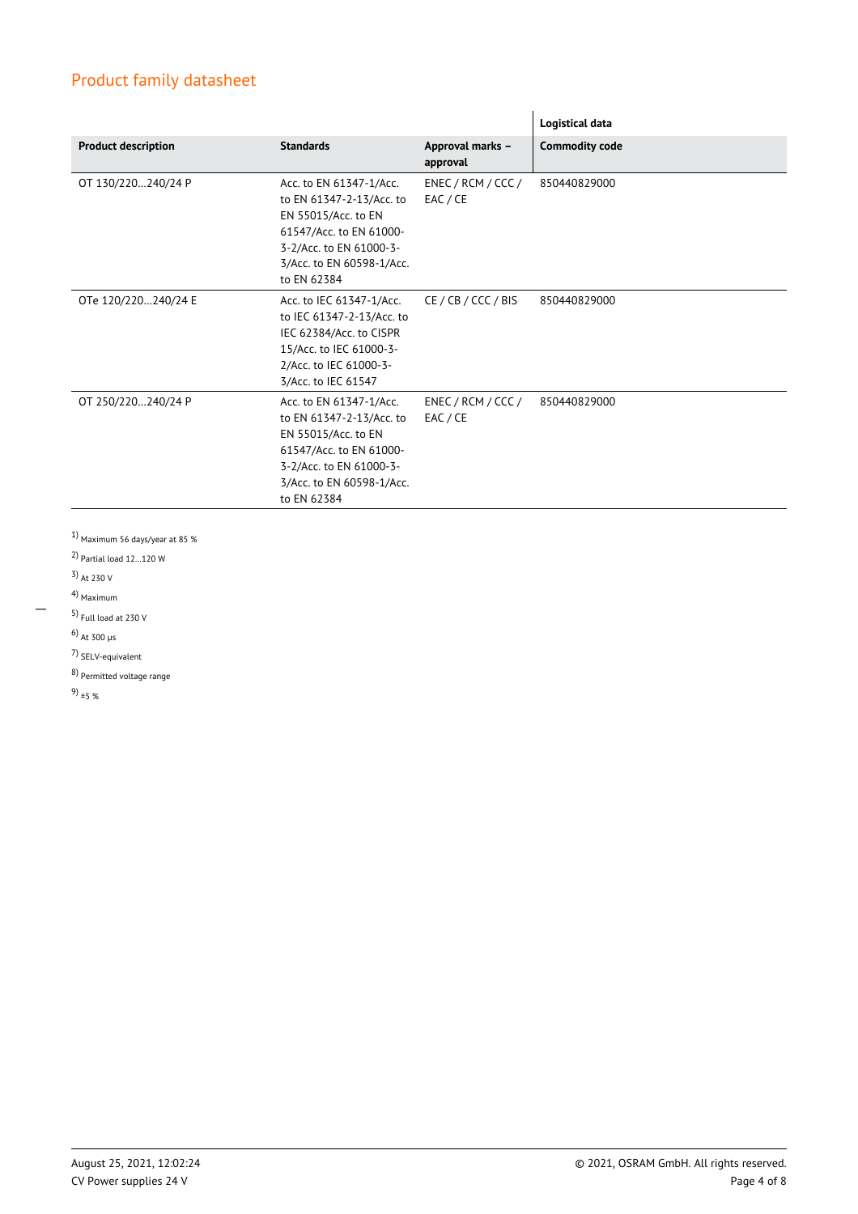## Product family datasheet

| | | | Logistical data |
|---|---|---|---|
| **Product description** | **Standards** | **Approval marks – approval** | **Commodity code** |
| OT 130/220…240/24 P | Acc. to EN 61347-1/Acc. to EN 61347-2-13/Acc. to EN 55015/Acc. to EN 61547/Acc. to EN 61000-3-2/Acc. to EN 61000-3-3/Acc. to EN 60598-1/Acc. to EN 62384 | ENEC / RCM / CCC / EAC / CE | 850440829000 |
| OTe 120/220…240/24 E | Acc. to IEC 61347-1/Acc. to IEC 61347-2-13/Acc. to IEC 62384/Acc. to CISPR 15/Acc. to IEC 61000-3-2/Acc. to IEC 61000-3-3/Acc. to IEC 61547 | CE / CB / CCC / BIS | 850440829000 |
| OT 250/220…240/24 P | Acc. to EN 61347-1/Acc. to EN 61347-2-13/Acc. to EN 55015/Acc. to EN 61547/Acc. to EN 61000-3-2/Acc. to EN 61000-3-3/Acc. to EN 60598-1/Acc. to EN 62384 | ENEC / RCM / CCC / EAC / CE | 850440829000 |

[1] Maximum 56 days/year at 85 %

[2] Partial load 12…120 W

[3] At 230 V

[4] Maximum

[5] Full load at 230 V

[6] At 300 µs

[7] SELV-equivalent

[8] Permitted voltage range

[9] ±5 %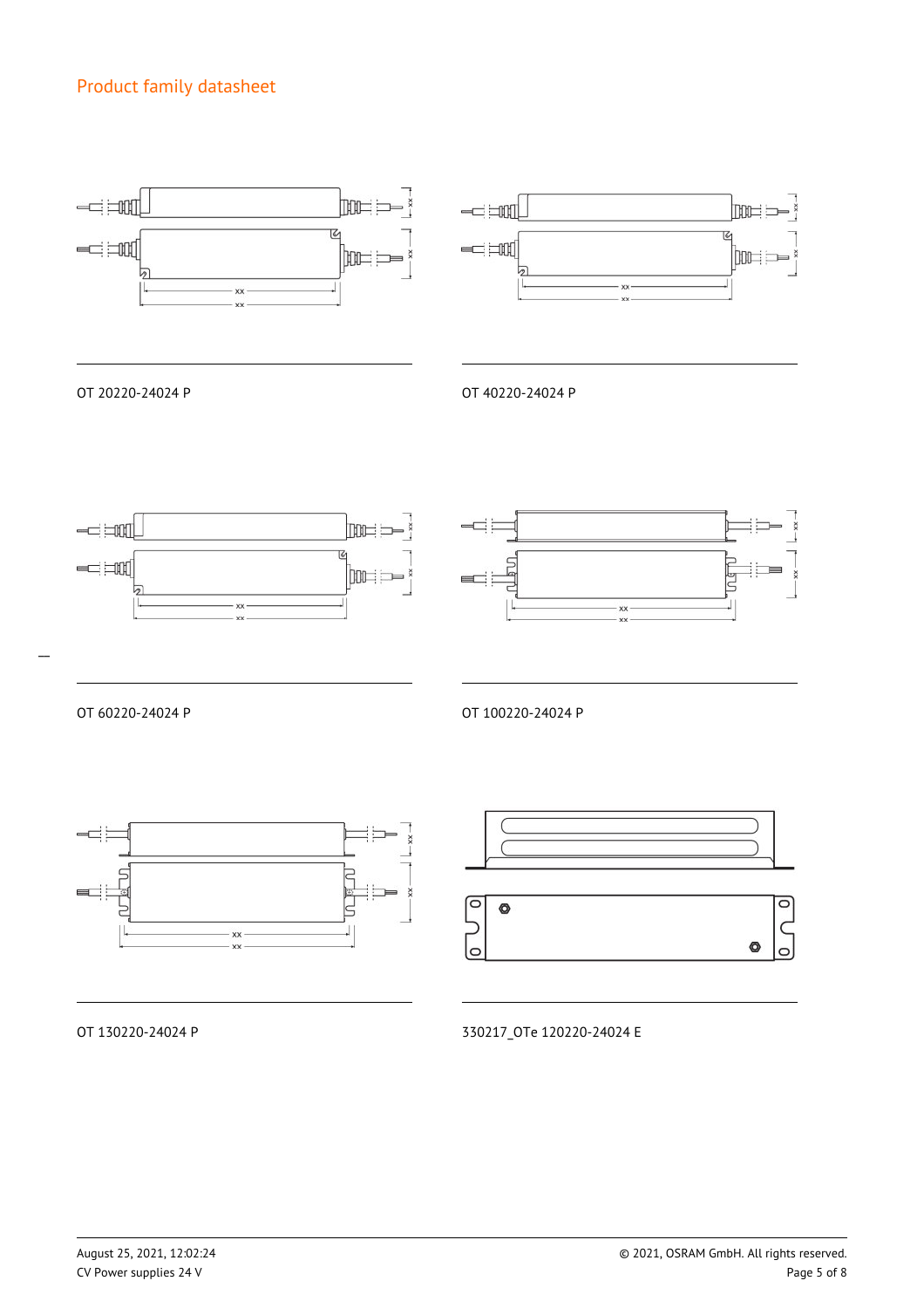## Product family datasheet

OT 20220-24024 P

OT 40220-24024 P

OT 60220-24024 P

OT 100220-24024 P

OT 130220-24024 P

330217_OTe 120220-24024 E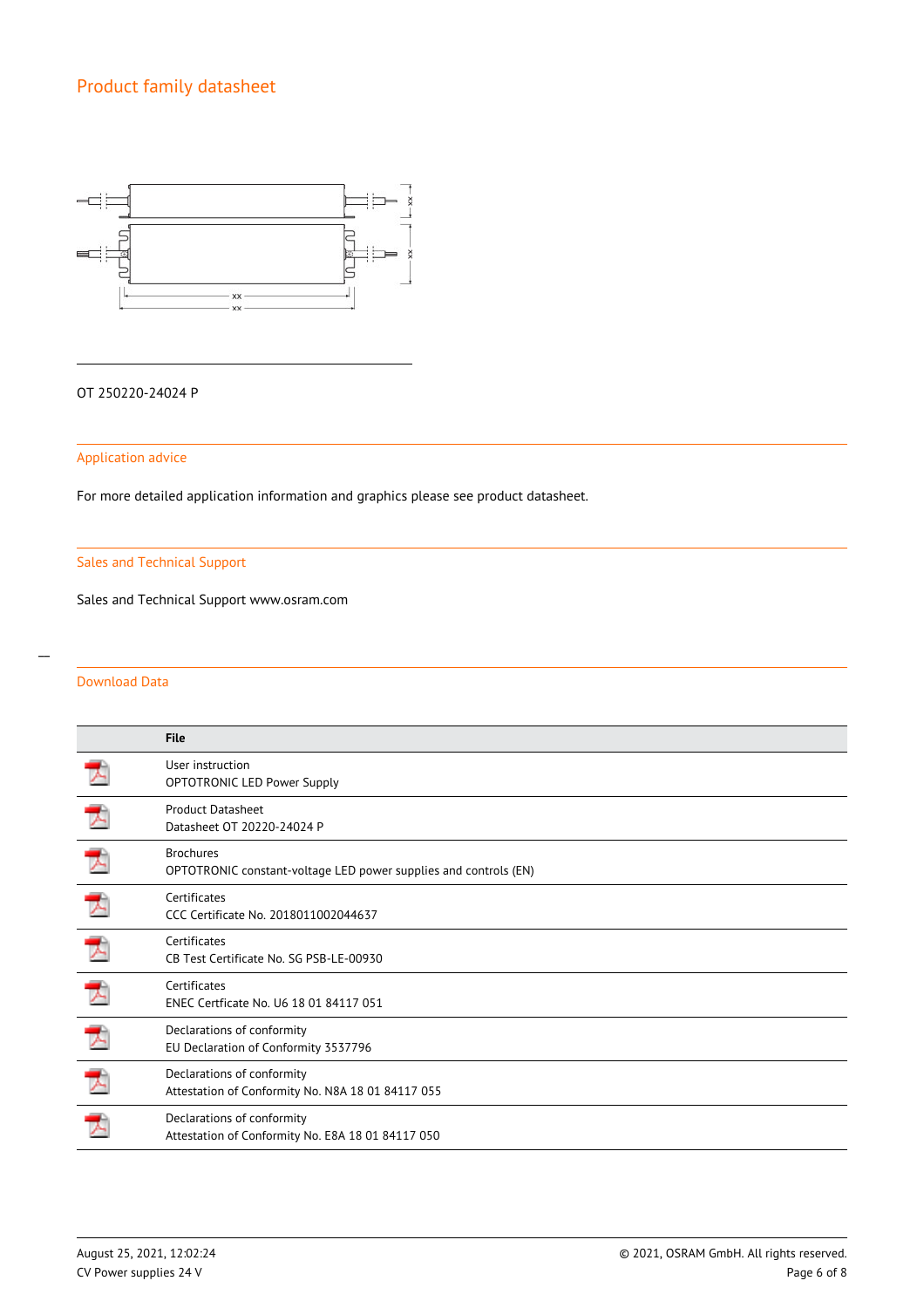Product family datasheet

OT 250220-24024 P

## Application advice

For more detailed application information and graphics please see product datasheet.

## Sales and Technical Support

Sales and Technical Support www.osram.com

## Download Data

| | File |
|---|---|
| | User instruction<br>OPTOTRONIC LED Power Supply |
| | Product Datasheet<br>Datasheet OT 20220-24024 P |
| | Brochures<br>OPTOTRONIC constant-voltage LED power supplies and controls (EN) |
| | Certificates<br>CCC Certificate No. 2018011002044637 |
| | Certificates<br>CB Test Certificate No. SG PSB-LE-00930 |
| | Certificates<br>ENEC Certficate No. U6 18 01 84117 051 |
| | Declarations of conformity<br>EU Declaration of Conformity 3537796 |
| | Declarations of conformity<br>Attestation of Conformity No. N8A 18 01 84117 055 |
| | Declarations of conformity<br>Attestation of Conformity No. E8A 18 01 84117 050 |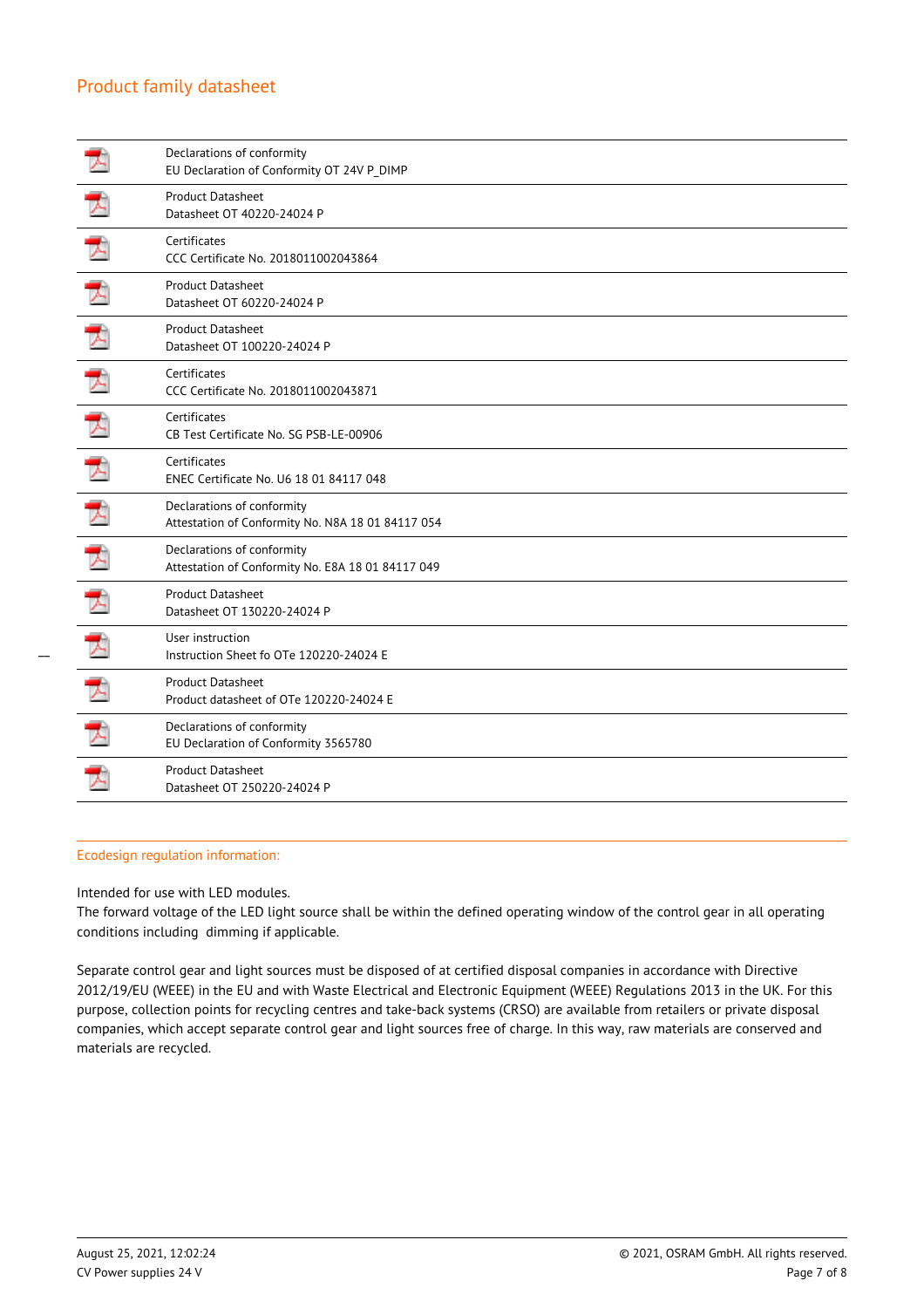| Type | Document |
| --- | --- |
| Declarations of conformity | EU Declaration of Conformity OT 24V P_DIMP |
| Product Datasheet | Datasheet OT 40220-24024 P |
| Certificates | CCC Certificate No. 2018011002043864 |
| Product Datasheet | Datasheet OT 60220-24024 P |
| Product Datasheet | Datasheet OT 100220-24024 P |
| Certificates | CCC Certificate No. 2018011002043871 |
| Certificates | CB Test Certificate No. SG PSB-LE-00906 |
| Certificates | ENEC Certificate No. U6 18 01 84117 048 |
| Declarations of conformity | Attestation of Conformity No. N8A 18 01 84117 054 |
| Declarations of conformity | Attestation of Conformity No. E8A 18 01 84117 049 |
| Product Datasheet | Datasheet OT 130220-24024 P |
| User instruction | Instruction Sheet fo OTe 120220-24024 E |
| Product Datasheet | Product datasheet of OTe 120220-24024 E |
| Declarations of conformity | EU Declaration of Conformity 3565780 |
| Product Datasheet | Datasheet OT 250220-24024 P |

## Ecodesign regulation information:

Intended for use with LED modules.
The forward voltage of the LED light source shall be within the defined operating window of the control gear in all operating conditions including dimming if applicable.

Separate control gear and light sources must be disposed of at certified disposal companies in accordance with Directive 2012/19/EU (WEEE) in the EU and with Waste Electrical and Electronic Equipment (WEEE) Regulations 2013 in the UK. For this purpose, collection points for recycling centres and take-back systems (CRSO) are available from retailers or private disposal companies, which accept separate control gear and light sources free of charge. In this way, raw materials are conserved and materials are recycled.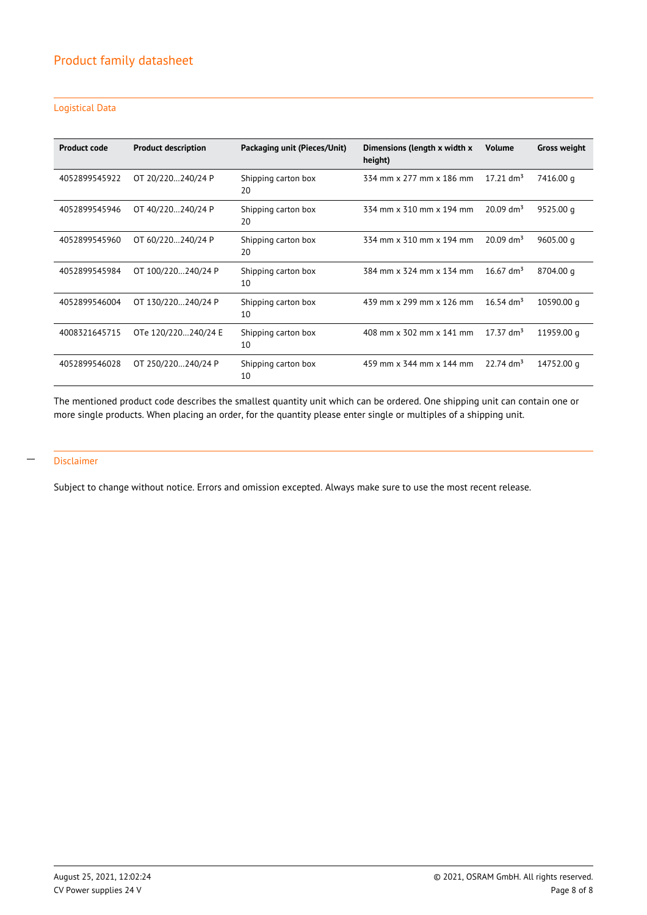## Logistical Data

| Product code | Product description | Packaging unit (Pieces/Unit) | Dimensions (length x width x height) | Volume | Gross weight |
|---|---|---|---|---|---|
| 4052899545922 | OT 20/220…240/24 P | Shipping carton box 20 | 334 mm x 277 mm x 186 mm | 17.21 $dm^3$ | 7416.00 g |
| 4052899545946 | OT 40/220…240/24 P | Shipping carton box 20 | 334 mm x 310 mm x 194 mm | 20.09 $dm^3$ | 9525.00 g |
| 4052899545960 | OT 60/220…240/24 P | Shipping carton box 20 | 334 mm x 310 mm x 194 mm | 20.09 $dm^3$ | 9605.00 g |
| 4052899545984 | OT 100/220…240/24 P | Shipping carton box 10 | 384 mm x 324 mm x 134 mm | 16.67 $dm^3$ | 8704.00 g |
| 4052899546004 | OT 130/220…240/24 P | Shipping carton box 10 | 439 mm x 299 mm x 126 mm | 16.54 $dm^3$ | 10590.00 g |
| 4008321645715 | OTe 120/220…240/24 E | Shipping carton box 10 | 408 mm x 302 mm x 141 mm | 17.37 $dm^3$ | 11959.00 g |
| 4052899546028 | OT 250/220…240/24 P | Shipping carton box 10 | 459 mm x 344 mm x 144 mm | 22.74 $dm^3$ | 14752.00 g |

The mentioned product code describes the smallest quantity unit which can be ordered. One shipping unit can contain one or more single products. When placing an order, for the quantity please enter single or multiples of a shipping unit.

## Disclaimer

Subject to change without notice. Errors and omission excepted. Always make sure to use the most recent release.